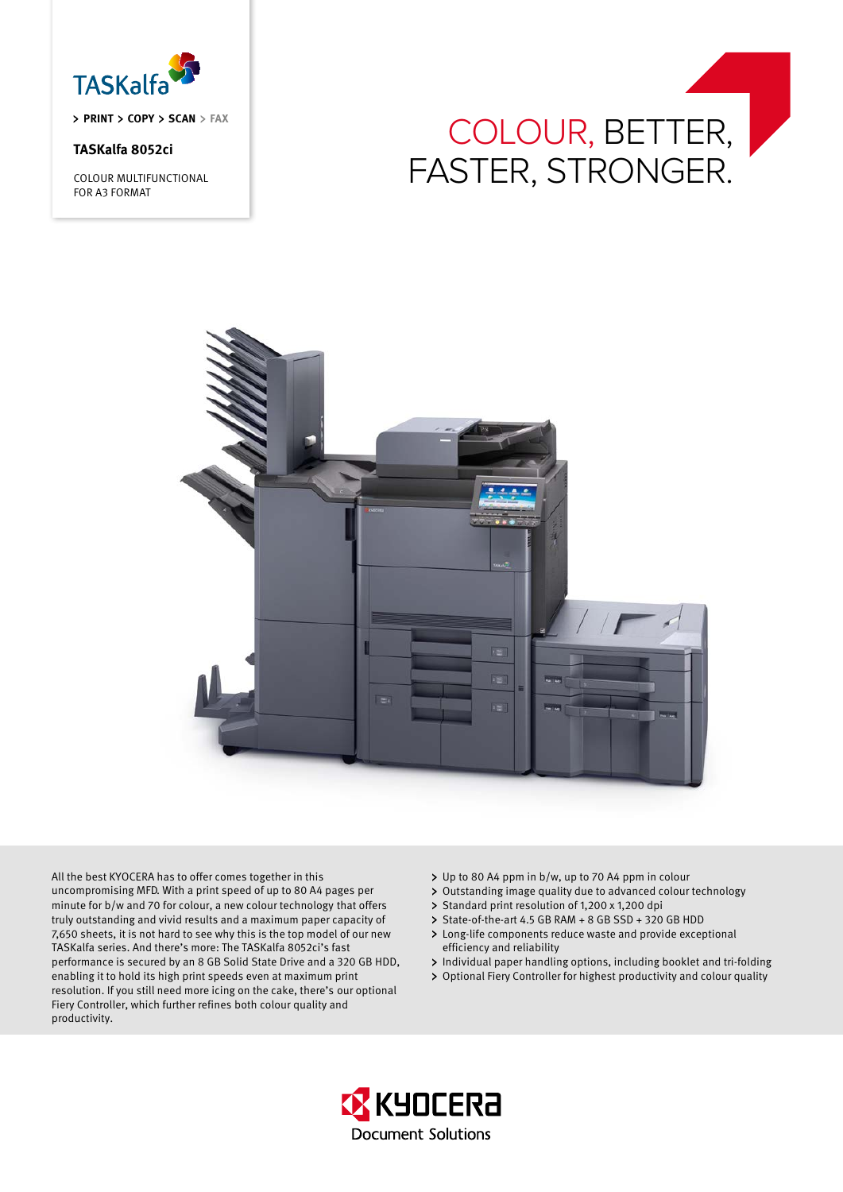TASKalfa

> PRINT > COPY > SCAN > FAX

**TASKalfa 8052ci**

COLOUR MULTIFUNCTIONAL FOR A3 FORMAT

# COLOUR, BETTER, FASTER, STRONGER.

All the best KYOCERA has to offer comes together in this uncompromising MFD. With a print speed of up to 80 A4 pages per minute for b/w and 70 for colour, a new colour technology that offers truly outstanding and vivid results and a maximum paper capacity of 7,650 sheets, it is not hard to see why this is the top model of our new TASKalfa series. And there's more: The TASKalfa 8052ci's fast performance is secured by an 8 GB Solid State Drive and a 320 GB HDD, enabling it to hold its high print speeds even at maximum print resolution. If you still need more icing on the cake, there's our optional Fiery Controller, which further refines both colour quality and productivity.

- Up to 80 A4 ppm in b/w, up to 70 A4 ppm in colour
- Outstanding image quality due to advanced colour technology
- Standard print resolution of 1,200 x 1,200 dpi
- State-of-the-art 4.5 GB RAM + 8 GB SSD + 320 GB HDD
- Long-life components reduce waste and provide exceptional efficiency and reliability
- Individual paper handling options, including booklet and tri-folding
- Optional Fiery Controller for highest productivity and colour quality

KYOCERA Document Solutions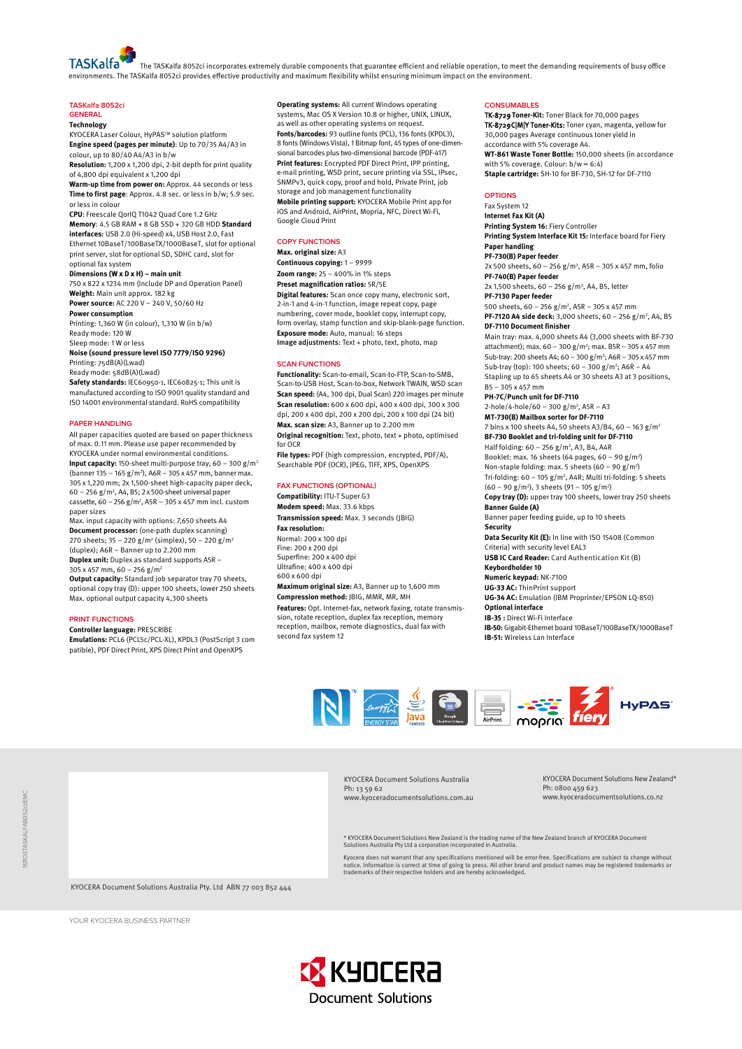TASKalfa The TASKalfa 8052ci incorporates extremely durable components that guarantee efficient and reliable operation, to meet the demanding requirements of busy office environments. The TASKalfa 8052ci provides effective productivity and maximum flexibility whilst ensuring minimum impact on the environment.

## TASKalfa 8052ci

## GENERAL

**Technology**
KYOCERA Laser Colour, HyPAS™ solution platform
**Engine speed (pages per minute)**: Up to 70/35 A4/A3 in colour, up to 80/40 A4/A3 in b/w
**Resolution:** 1,200 x 1,200 dpi, 2-bit depth for print quality of 4,800 dpi equivalent x 1,200 dpi
**Warm-up time from power on:** Approx. 44 seconds or less
**Time to first page**: Approx. 4.8 sec. or less in b/w; 5.9 sec. or less in colour
**CPU**: Freescale QorIQ T1042 Quad Core 1.2 GHz
**Memory**: 4.5 GB RAM + 8 GB SSD + 320 GB HDD **Standard interfaces:** USB 2.0 (Hi-speed) x4, USB Host 2.0, Fast Ethernet 10BaseT/100BaseTX/1000BaseT, slot for optional print server, slot for optional SD, SDHC card, slot for optional fax system
**Dimensions (W x D x H) – main unit**
750 x 822 x 1234 mm (Include DP and Operation Panel)
**Weight:** Main unit approx. 182 kg
**Power source:** AC 220 V ~ 240 V, 50/60 Hz
**Power consumption**
Printing: 1,360 W (in colour), 1,310 W (in b/w)
Ready mode: 120 W
Sleep mode: 1 W or less
**Noise (sound pressure level ISO 7779/ISO 9296)**
Printing: 75dB(A)(Lwad)
Ready mode: 58dB(A)(Lwad)
**Safety standards:** IEC60950-1, IEC60825-1; This unit is manufactured according to ISO 9001 quality standard and ISO 14001 environmental standard. RoHS compatibility

## PAPER HANDLING

All paper capacities quoted are based on paper thickness of max. 0.11 mm. Please use paper recommended by KYOCERA under normal environmental conditions.
**Input capacity:** 150-sheet multi-purpose tray, 60 – 300 g/m² (banner 135 – 165 g/m²), A6R – 305 x 457 mm, banner max. 305 x 1,220 mm; 2x 1,500-sheet high-capacity paper deck, 60 – 256 g/m², A4, B5; 2 x 500-sheet universal paper cassette, 60 – 256 g/m², A5R – 305 x 457 mm incl. custom paper sizes
Max. input capacity with options: 7,650 sheets A4
**Document processor:** (one-path duplex scanning) 270 sheets; 35 – 220 g/m² (simplex), 50 – 220 g/m² (duplex); A6R – Banner up to 2.200 mm
**Duplex unit:** Duplex as standard supports A5R – 305 x 457 mm, 60 – 256 g/m²
**Output capacity:** Standard job separator tray 70 sheets, optional copy tray (D): upper 100 sheets, lower 250 sheets
Max. optional output capacity 4,300 sheets

## PRINT FUNCTIONS

**Controller language:** PRESCRIBE
**Emulations:** PCL6 (PCL5c/PCL-XL), KPDL3 (PostScript 3 compatible), PDF Direct Print, XPS Direct Print and OpenXPS
**Operating systems:** All current Windows operating systems, Mac OS X Version 10.8 or higher, UNIX, LINUX, as well as other operating systems on request.
**Fonts/barcodes:** 93 outline fonts (PCL), 136 fonts (KPDL3), 8 fonts (Windows Vista), 1 Bitmap font, 45 types of one-dimensional barcodes plus two-dimensional barcode (PDF-417)
**Print features:** Encrypted PDF Direct Print, IPP printing, e-mail printing, WSD print, secure printing via SSL, IPsec, SNMPv3, quick copy, proof and hold, Private Print, job storage and job management functionality
**Mobile printing support:** KYOCERA Mobile Print app for iOS and Android, AirPrint, Mopria, NFC, Direct Wi-Fi, Google Cloud Print

## COPY FUNCTIONS

**Max. original size:** A3
**Continuous copying:** 1 – 9999
**Zoom range:** 25 – 400% in 1% steps
**Preset magnification ratios:** 5R/5E
**Digital features:** Scan once copy many, electronic sort, 2-in-1 and 4-in-1 function, image repeat copy, page numbering, cover mode, booklet copy, interrupt copy, form overlay, stamp function and skip-blank-page function.
**Exposure mode:** Auto, manual: 16 steps
**Image adjustments:** Text + photo, text, photo, map

## SCAN FUNCTIONS

**Functionality:** Scan-to-email, Scan-to-FTP, Scan-to-SMB, Scan-to-USB Host, Scan-to-box, Network TWAIN, WSD scan
**Scan speed:** (A4, 300 dpi, Dual Scan) 220 images per minute
**Scan resolution:** 600 x 600 dpi, 400 x 400 dpi, 300 x 300 dpi, 200 x 400 dpi, 200 x 200 dpi, 200 x 100 dpi (24 bit)
**Max. scan size:** A3, Banner up to 2.200 mm
**Original recognition:** Text, photo, text + photo, optimised for OCR
**File types:** PDF (high compression, encrypted, PDF/A), Searchable PDF (OCR), JPEG, TIFF, XPS, OpenXPS

## FAX FUNCTIONS (OPTIONAL)

**Compatibility:** ITU-T Super G3
**Modem speed:** Max. 33.6 kbps
**Transmission speed:** Max. 3 seconds (JBIG)
**Fax resolution:**
Normal: 200 x 100 dpi
Fine: 200 x 200 dpi
Superfine: 200 x 400 dpi
Ultrafine: 400 x 400 dpi
600 x 600 dpi
**Maximum original size:** A3, Banner up to 1,600 mm
**Compression method:** JBIG, MMR, MR, MH
**Features:** Opt. Internet-fax, network faxing, rotate transmission, rotate reception, duplex fax reception, memory reception, mailbox, remote diagnostics, dual fax with second fax system 12

## CONSUMABLES

**TK-8729 Toner-Kit:** Toner Black for 70,000 pages
**TK-8729C|M|Y Toner-Kits:** Toner cyan, magenta, yellow for 30,000 pages Average continuous toner yield in accordance with 5% coverage A4.
**WT-861 Waste Toner Bottle:** 150,000 sheets (in accordance with 5% coverage. Colour: b/w = 6:4)
**Staple cartridge:** SH-10 for BF-730, SH-12 for DF-7110

## OPTIONS

Fax System 12
**Internet Fax Kit (A)**
**Printing System 16:** Fiery Controller
**Printing System Interface Kit 15:** Interface board for Fiery
**Paper handling**
**PF-730(B) Paper feeder**
2x 500 sheets, 60 – 256 g/m², A5R – 305 x 457 mm, folio
**PF-740(B) Paper feeder**
2x 1,500 sheets, 60 – 256 g/m², A4, B5, letter
**PF-7130 Paper feeder**
500 sheets, 60 – 256 g/m², A5R – 305 x 457 mm
**PF-7120 A4 side deck:** 3,000 sheets, 60 – 256 g/m², A4, B5
**DF-7110 Document finisher**
Main tray: max. 4,000 sheets A4 (3,000 sheets with BF-730 attachment); max. 60 – 300 g/m²; max. B5R – 305 x 457 mm
Sub-tray: 200 sheets A4; 60 – 300 g/m²; A6R – 305 x 457 mm
Sub-tray (top): 100 sheets; 60 – 300 g/m²; A6R – A4
Stapling up to 65 sheets A4 or 30 sheets A3 at 3 positions, B5 – 305 x 457 mm
**PH-7C/Punch unit for DF-7110**
2-hole/4-hole/60 – 300 g/m², A5R – A3
**MT-730(B) Mailbox sorter for DF-7110**
7 bins x 100 sheets A4, 50 sheets A3/B4, 60 – 163 g/m²
**BF-730 Booklet and tri-folding unit for DF-7110**
Half folding: 60 – 256 g/m², A3, B4, A4R
Booklet: max. 16 sheets (64 pages, 60 – 90 g/m²)
Non-staple folding: max. 5 sheets (60 – 90 g/m²)
Tri-folding: 60 – 105 g/m², A4R; Multi tri-folding: 5 sheets (60 – 90 g/m²), 3 sheets (91 – 105 g/m²)
**Copy tray (D):** upper tray 100 sheets, lower tray 250 sheets
**Banner Guide (A)**
Banner paper feeding guide, up to 10 sheets
**Security**
**Data Security Kit (E):** In line with ISO 15408 (Common Criteria) with security level EAL3
**USB IC Card Reader:** Card Authentication Kit (B)
**Keybordholder 10**
**Numeric keypad:** NK-7100
**UG-33 AC:** ThinPrint support
**UG-34 AC:** Emulation (IBM Proprinter/EPSON LQ-850)
**Optional interface**
**IB-35 :** Direct Wi-Fi Interface
**IB-50:** Gigabit-Ethernet board 10BaseT/100BaseTX/1000BaseT
**IB-51:** Wireless Lan Interface

KYOCERA Document Solutions Australia
Ph: 13 59 62
www.kyoceradocumentsolutions.com.au

KYOCERA Document Solutions New Zealand*
Ph: 0800 459 623
www.kyoceradocumentsolutions.co.nz

* KYOCERA Document Solutions New Zealand is the trading name of the New Zealand branch of KYOCERA Document Solutions Australia Pty Ltd a corporation incorporated in Australia.

Kyocera does not warrant that any specifications mentioned will be error-free. Specifications are subject to change without notice. Information is correct at time of going to press. All other brand and product names may be registered trademarks or trademarks of their respective holders and are hereby acknowledged.

KYOCERA Document Solutions Australia Pty. Ltd ABN 77 003 852 444

1611DSTASKALFA8052ci/EMC

YOUR KYOCERA BUSINESS PARTNER

KYOCERA Document Solutions